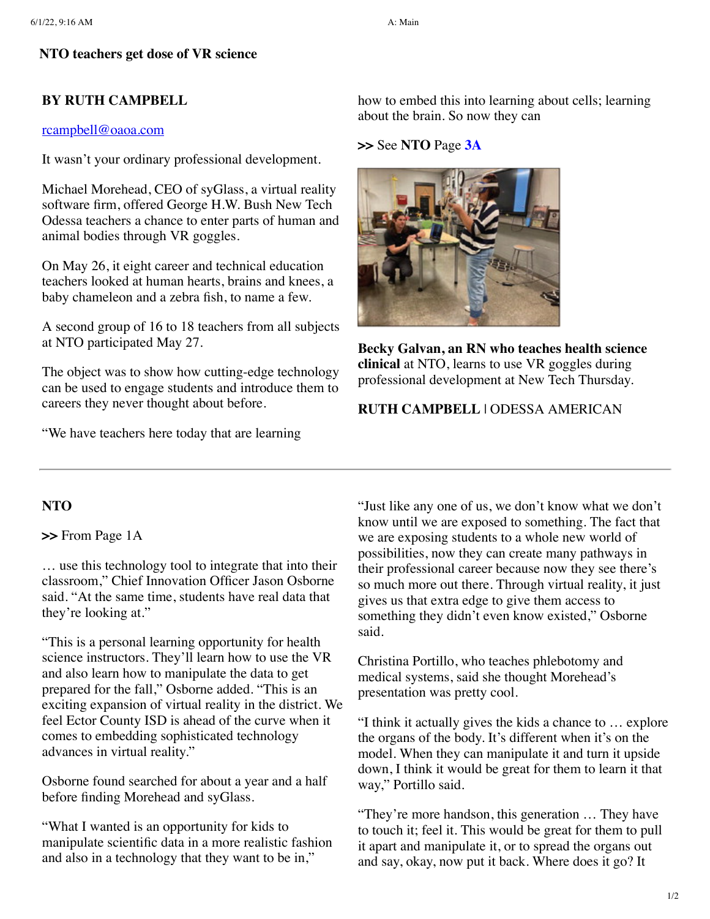# NTO teachers get dose of VR science

**BY RUTH CAMPBELL**

rcampbell@oaoa.com

It wasn't your ordinary professional development.

Michael Morehead, CEO of syGlass, a virtual reality software firm, offered George H.W. Bush New Tech Odessa teachers a chance to enter parts of human and animal bodies through VR goggles.

On May 26, it eight career and technical education teachers looked at human hearts, brains and knees, a baby chameleon and a zebra fish, to name a few.

A second group of 16 to 18 teachers from all subjects at NTO participated May 27.

The object was to show how cutting-edge technology can be used to engage students and introduce them to careers they never thought about before.

"We have teachers here today that are learning how to embed this into learning about cells; learning about the brain. So now they can

**>>** See **NTO** Page **3A**

**Becky Galvan, an RN who teaches health science clinical** at NTO, learns to use VR goggles during professional development at New Tech Thursday.

**RUTH CAMPBELL** | ODESSA AMERICAN

---

## NTO

**>>** From Page 1A

… use this technology tool to integrate that into their classroom," Chief Innovation Officer Jason Osborne said. "At the same time, students have real data that they're looking at."

"This is a personal learning opportunity for health science instructors. They'll learn how to use the VR and also learn how to manipulate the data to get prepared for the fall," Osborne added. "This is an exciting expansion of virtual reality in the district. We feel Ector County ISD is ahead of the curve when it comes to embedding sophisticated technology advances in virtual reality."

Osborne found searched for about a year and a half before finding Morehead and syGlass.

"What I wanted is an opportunity for kids to manipulate scientific data in a more realistic fashion and also in a technology that they want to be in,"

"Just like any one of us, we don't know what we don't know until we are exposed to something. The fact that we are exposing students to a whole new world of possibilities, now they can create many pathways in their professional career because now they see there's so much more out there. Through virtual reality, it just gives us that extra edge to give them access to something they didn't even know existed," Osborne said.

Christina Portillo, who teaches phlebotomy and medical systems, said she thought Morehead's presentation was pretty cool.

"I think it actually gives the kids a chance to … explore the organs of the body. It's different when it's on the model. When they can manipulate it and turn it upside down, I think it would be great for them to learn it that way," Portillo said.

"They're more handson, this generation … They have to touch it; feel it. This would be great for them to pull it apart and manipulate it, or to spread the organs out and say, okay, now put it back. Where does it go? It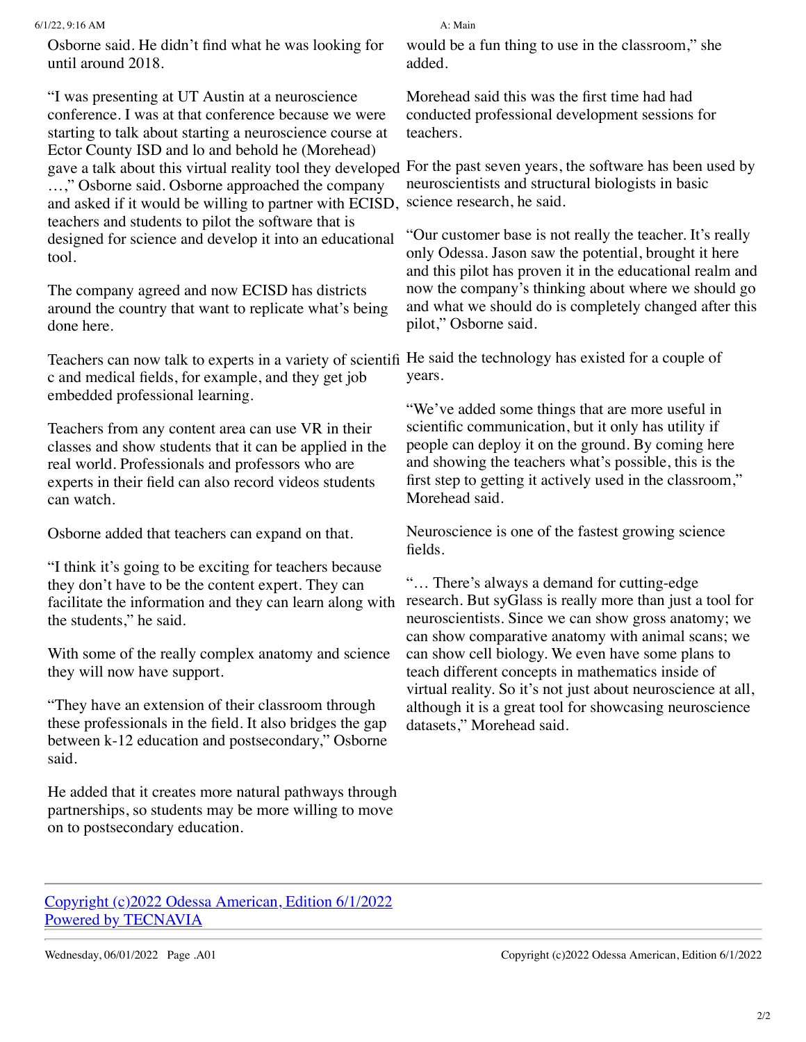Osborne said. He didn't find what he was looking for until around 2018.

"I was presenting at UT Austin at a neuroscience conference. I was at that conference because we were starting to talk about starting a neuroscience course at Ector County ISD and lo and behold he (Morehead) gave a talk about this virtual reality tool they developed …," Osborne said. Osborne approached the company and asked if it would be willing to partner with ECISD, teachers and students to pilot the software that is designed for science and develop it into an educational tool.

The company agreed and now ECISD has districts around the country that want to replicate what's being done here.

Teachers can now talk to experts in a variety of scientific and medical fields, for example, and they get job embedded professional learning.

Teachers from any content area can use VR in their classes and show students that it can be applied in the real world. Professionals and professors who are experts in their field can also record videos students can watch.

Osborne added that teachers can expand on that.

"I think it's going to be exciting for teachers because they don't have to be the content expert. They can facilitate the information and they can learn along with the students," he said.

With some of the really complex anatomy and science they will now have support.

"They have an extension of their classroom through these professionals in the field. It also bridges the gap between k-12 education and postsecondary," Osborne said.

He added that it creates more natural pathways through partnerships, so students may be more willing to move on to postsecondary education.

would be a fun thing to use in the classroom," she added.

Morehead said this was the first time had had conducted professional development sessions for teachers.

For the past seven years, the software has been used by neuroscientists and structural biologists in basic science research, he said.

"Our customer base is not really the teacher. It's really only Odessa. Jason saw the potential, brought it here and this pilot has proven it in the educational realm and now the company's thinking about where we should go and what we should do is completely changed after this pilot," Osborne said.

He said the technology has existed for a couple of years.

"We've added some things that are more useful in scientific communication, but it only has utility if people can deploy it on the ground. By coming here and showing the teachers what's possible, this is the first step to getting it actively used in the classroom," Morehead said.

Neuroscience is one of the fastest growing science fields.

"… There's always a demand for cutting-edge research. But syGlass is really more than just a tool for neuroscientists. Since we can show gross anatomy; we can show comparative anatomy with animal scans; we can show cell biology. We even have some plans to teach different concepts in mathematics inside of virtual reality. So it's not just about neuroscience at all, although it is a great tool for showcasing neuroscience datasets," Morehead said.

Copyright (c)2022 Odessa American, Edition 6/1/2022
Powered by TECNAVIA